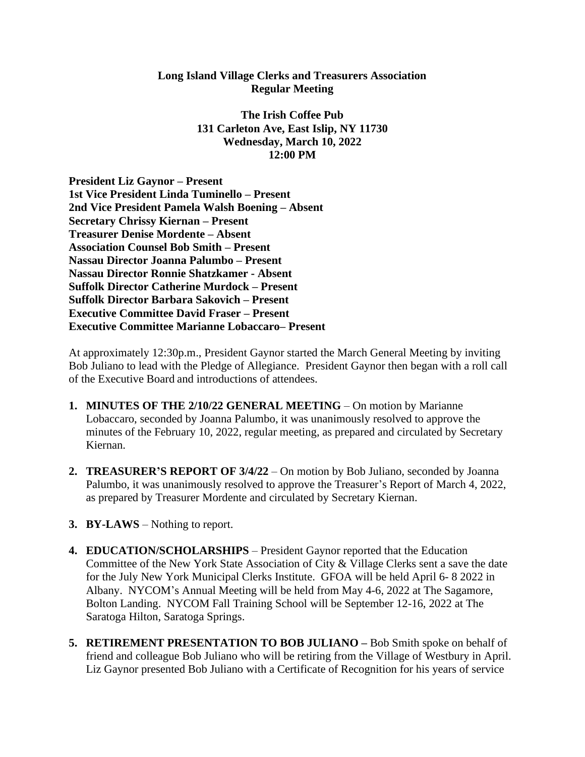**Long Island Village Clerks and Treasurers Association**
**Regular Meeting**

**The Irish Coffee Pub**
**131 Carleton Ave, East Islip, NY 11730**
**Wednesday, March 10, 2022**
**12:00 PM**

**President Liz Gaynor – Present**
**1st Vice President Linda Tuminello – Present**
**2nd Vice President Pamela Walsh Boening – Absent**
**Secretary Chrissy Kiernan – Present**
**Treasurer Denise Mordente – Absent**
**Association Counsel Bob Smith – Present**
**Nassau Director Joanna Palumbo – Present**
**Nassau Director Ronnie Shatzkamer - Absent**
**Suffolk Director Catherine Murdock – Present**
**Suffolk Director Barbara Sakovich – Present**
**Executive Committee David Fraser – Present**
**Executive Committee Marianne Lobaccaro– Present**

At approximately 12:30p.m., President Gaynor started the March General Meeting by inviting Bob Juliano to lead with the Pledge of Allegiance. President Gaynor then began with a roll call of the Executive Board and introductions of attendees.

1. **MINUTES OF THE 2/10/22 GENERAL MEETING** – On motion by Marianne Lobaccaro, seconded by Joanna Palumbo, it was unanimously resolved to approve the minutes of the February 10, 2022, regular meeting, as prepared and circulated by Secretary Kiernan.

2. **TREASURER'S REPORT OF 3/4/22** – On motion by Bob Juliano, seconded by Joanna Palumbo, it was unanimously resolved to approve the Treasurer's Report of March 4, 2022, as prepared by Treasurer Mordente and circulated by Secretary Kiernan.

3. **BY-LAWS** – Nothing to report.

4. **EDUCATION/SCHOLARSHIPS** – President Gaynor reported that the Education Committee of the New York State Association of City & Village Clerks sent a save the date for the July New York Municipal Clerks Institute. GFOA will be held April 6- 8 2022 in Albany. NYCOM's Annual Meeting will be held from May 4-6, 2022 at The Sagamore, Bolton Landing. NYCOM Fall Training School will be September 12-16, 2022 at The Saratoga Hilton, Saratoga Springs.

5. **RETIREMENT PRESENTATION TO BOB JULIANO –** Bob Smith spoke on behalf of friend and colleague Bob Juliano who will be retiring from the Village of Westbury in April. Liz Gaynor presented Bob Juliano with a Certificate of Recognition for his years of service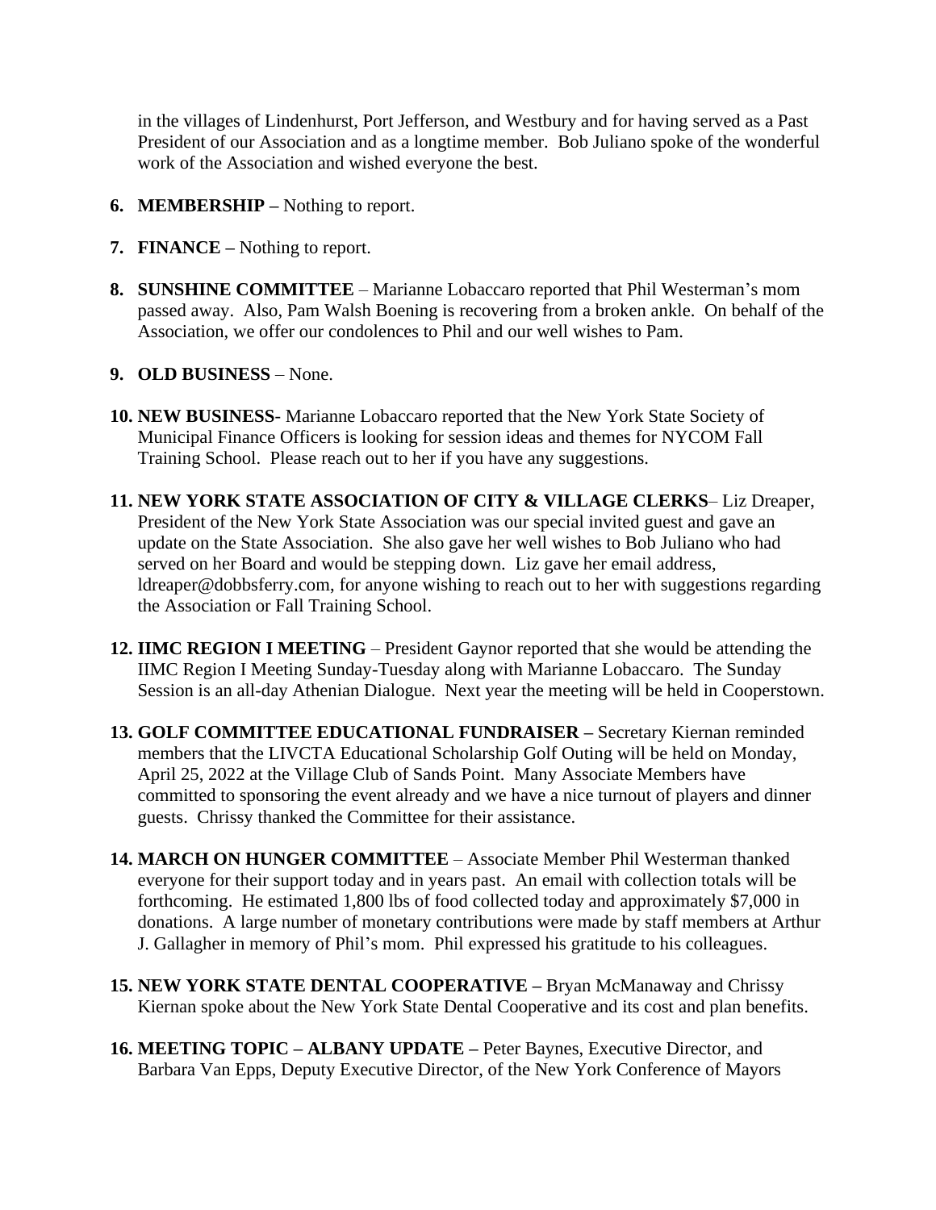in the villages of Lindenhurst, Port Jefferson, and Westbury and for having served as a Past President of our Association and as a longtime member. Bob Juliano spoke of the wonderful work of the Association and wished everyone the best.

6. **MEMBERSHIP –** Nothing to report.

7. **FINANCE –** Nothing to report.

8. **SUNSHINE COMMITTEE** – Marianne Lobaccaro reported that Phil Westerman's mom passed away. Also, Pam Walsh Boening is recovering from a broken ankle. On behalf of the Association, we offer our condolences to Phil and our well wishes to Pam.

9. **OLD BUSINESS** – None.

10. **NEW BUSINESS**- Marianne Lobaccaro reported that the New York State Society of Municipal Finance Officers is looking for session ideas and themes for NYCOM Fall Training School. Please reach out to her if you have any suggestions.

11. **NEW YORK STATE ASSOCIATION OF CITY & VILLAGE CLERKS**– Liz Dreaper, President of the New York State Association was our special invited guest and gave an update on the State Association. She also gave her well wishes to Bob Juliano who had served on her Board and would be stepping down. Liz gave her email address, ldreaper@dobbsferry.com, for anyone wishing to reach out to her with suggestions regarding the Association or Fall Training School.

12. **IIMC REGION I MEETING** – President Gaynor reported that she would be attending the IIMC Region I Meeting Sunday-Tuesday along with Marianne Lobaccaro. The Sunday Session is an all-day Athenian Dialogue. Next year the meeting will be held in Cooperstown.

13. **GOLF COMMITTEE EDUCATIONAL FUNDRAISER –** Secretary Kiernan reminded members that the LIVCTA Educational Scholarship Golf Outing will be held on Monday, April 25, 2022 at the Village Club of Sands Point. Many Associate Members have committed to sponsoring the event already and we have a nice turnout of players and dinner guests. Chrissy thanked the Committee for their assistance.

14. **MARCH ON HUNGER COMMITTEE** – Associate Member Phil Westerman thanked everyone for their support today and in years past. An email with collection totals will be forthcoming. He estimated 1,800 lbs of food collected today and approximately $7,000 in donations. A large number of monetary contributions were made by staff members at Arthur J. Gallagher in memory of Phil's mom. Phil expressed his gratitude to his colleagues.

15. **NEW YORK STATE DENTAL COOPERATIVE –** Bryan McManaway and Chrissy Kiernan spoke about the New York State Dental Cooperative and its cost and plan benefits.

16. **MEETING TOPIC – ALBANY UPDATE –** Peter Baynes, Executive Director, and Barbara Van Epps, Deputy Executive Director, of the New York Conference of Mayors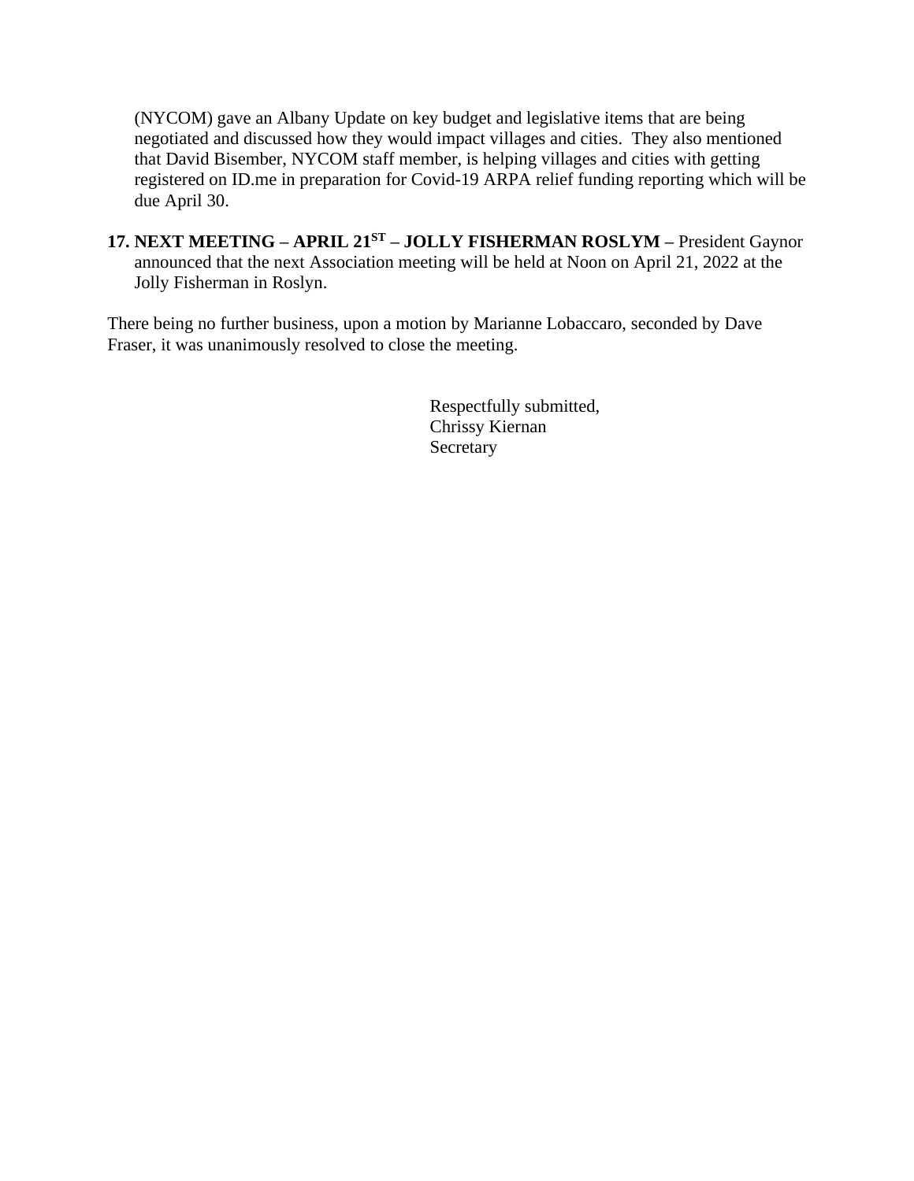(NYCOM) gave an Albany Update on key budget and legislative items that are being negotiated and discussed how they would impact villages and cities. They also mentioned that David Bisember, NYCOM staff member, is helping villages and cities with getting registered on ID.me in preparation for Covid-19 ARPA relief funding reporting which will be due April 30.

17. **NEXT MEETING – APRIL 21ST – JOLLY FISHERMAN ROSLYM –** President Gaynor announced that the next Association meeting will be held at Noon on April 21, 2022 at the Jolly Fisherman in Roslyn.

There being no further business, upon a motion by Marianne Lobaccaro, seconded by Dave Fraser, it was unanimously resolved to close the meeting.

Respectfully submitted,
Chrissy Kiernan
Secretary